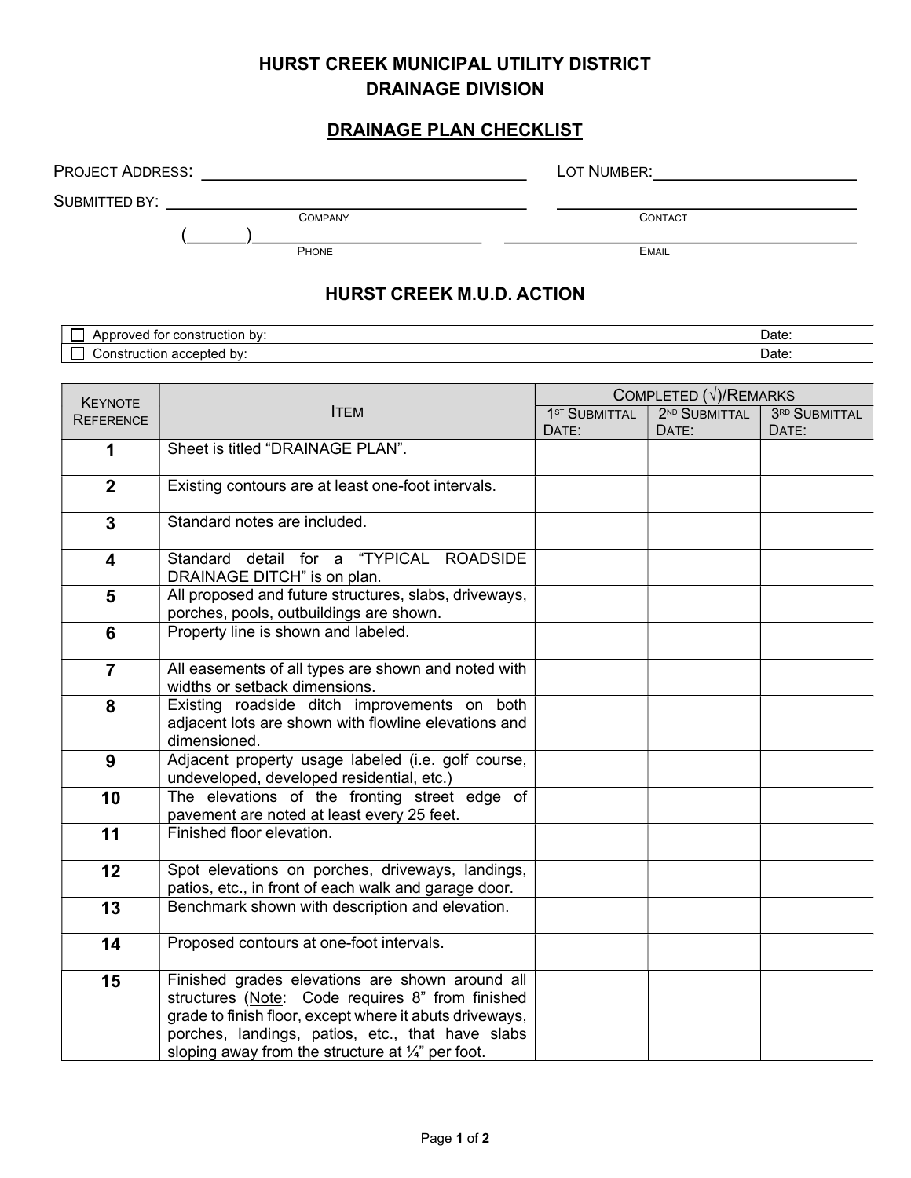# HURST CREEK MUNICIPAL UTILITY DISTRICT
# DRAINAGE DIVISION

## DRAINAGE PLAN CHECKLIST

PROJECT ADDRESS: ______________________________ LOT NUMBER: ____________________

SUBMITTED BY: ______________________________ ______________________________
COMPANY CONTACT

(______)______________________________ ______________________________
PHONE EMAIL

## HURST CREEK M.U.D. ACTION

| | |
|---|---|
| ☐ Approved for construction by: | Date: |
| ☐ Construction accepted by: | Date: |

| KEYNOTE REFERENCE | ITEM | COMPLETED (√)/REMARKS | | |
|---|---|---|---|---|
| | | 1ST SUBMITTAL DATE: | 2ND SUBMITTAL DATE: | 3RD SUBMITTAL DATE: |
| 1 | Sheet is titled "DRAINAGE PLAN". | | | |
| 2 | Existing contours are at least one-foot intervals. | | | |
| 3 | Standard notes are included. | | | |
| 4 | Standard detail for a "TYPICAL ROADSIDE DRAINAGE DITCH" is on plan. | | | |
| 5 | All proposed and future structures, slabs, driveways, porches, pools, outbuildings are shown. | | | |
| 6 | Property line is shown and labeled. | | | |
| 7 | All easements of all types are shown and noted with widths or setback dimensions. | | | |
| 8 | Existing roadside ditch improvements on both adjacent lots are shown with flowline elevations and dimensioned. | | | |
| 9 | Adjacent property usage labeled (i.e. golf course, undeveloped, developed residential, etc.) | | | |
| 10 | The elevations of the fronting street edge of pavement are noted at least every 25 feet. | | | |
| 11 | Finished floor elevation. | | | |
| 12 | Spot elevations on porches, driveways, landings, patios, etc., in front of each walk and garage door. | | | |
| 13 | Benchmark shown with description and elevation. | | | |
| 14 | Proposed contours at one-foot intervals. | | | |
| 15 | Finished grades elevations are shown around all structures (Note: Code requires 8" from finished grade to finish floor, except where it abuts driveways, porches, landings, patios, etc., that have slabs sloping away from the structure at ¼" per foot. | | | |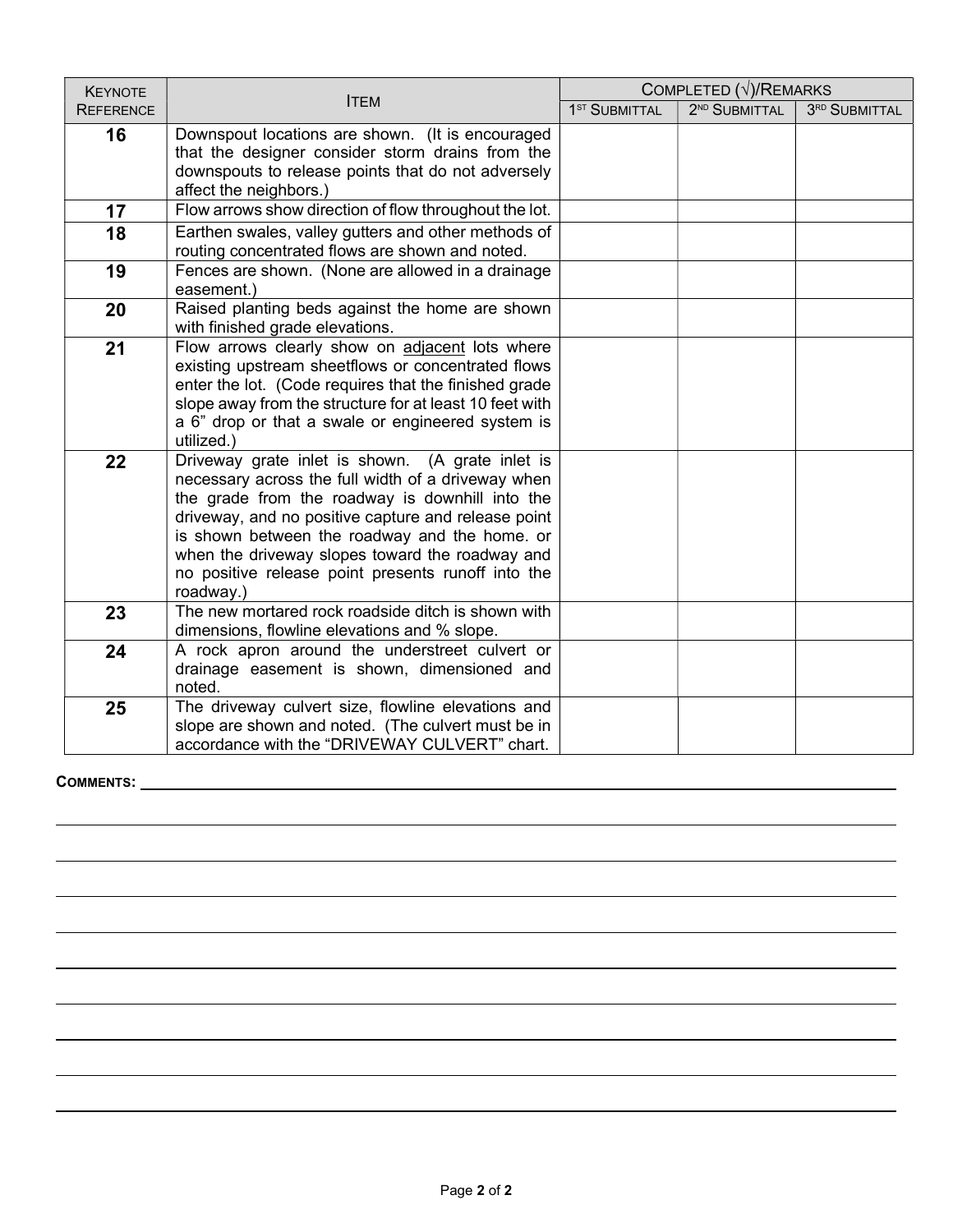| Keynote Reference | Item | Completed (√)/Remarks | | |
|---|---|---|---|---|
| | | 1st Submittal | 2nd Submittal | 3rd Submittal |
| **16** | Downspout locations are shown. (It is encouraged that the designer consider storm drains from the downspouts to release points that do not adversely affect the neighbors.) | | | |
| **17** | Flow arrows show direction of flow throughout the lot. | | | |
| **18** | Earthen swales, valley gutters and other methods of routing concentrated flows are shown and noted. | | | |
| **19** | Fences are shown. (None are allowed in a drainage easement.) | | | |
| **20** | Raised planting beds against the home are shown with finished grade elevations. | | | |
| **21** | Flow arrows clearly show on adjacent lots where existing upstream sheetflows or concentrated flows enter the lot. (Code requires that the finished grade slope away from the structure for at least 10 feet with a 6" drop or that a swale or engineered system is utilized.) | | | |
| **22** | Driveway grate inlet is shown. (A grate inlet is necessary across the full width of a driveway when the grade from the roadway is downhill into the driveway, and no positive capture and release point is shown between the roadway and the home. or when the driveway slopes toward the roadway and no positive release point presents runoff into the roadway.) | | | |
| **23** | The new mortared rock roadside ditch is shown with dimensions, flowline elevations and % slope. | | | |
| **24** | A rock apron around the understreet culvert or drainage easement is shown, dimensioned and noted. | | | |
| **25** | The driveway culvert size, flowline elevations and slope are shown and noted. (The culvert must be in accordance with the "DRIVEWAY CULVERT" chart. | | | |

**Comments:** ____________________________________________